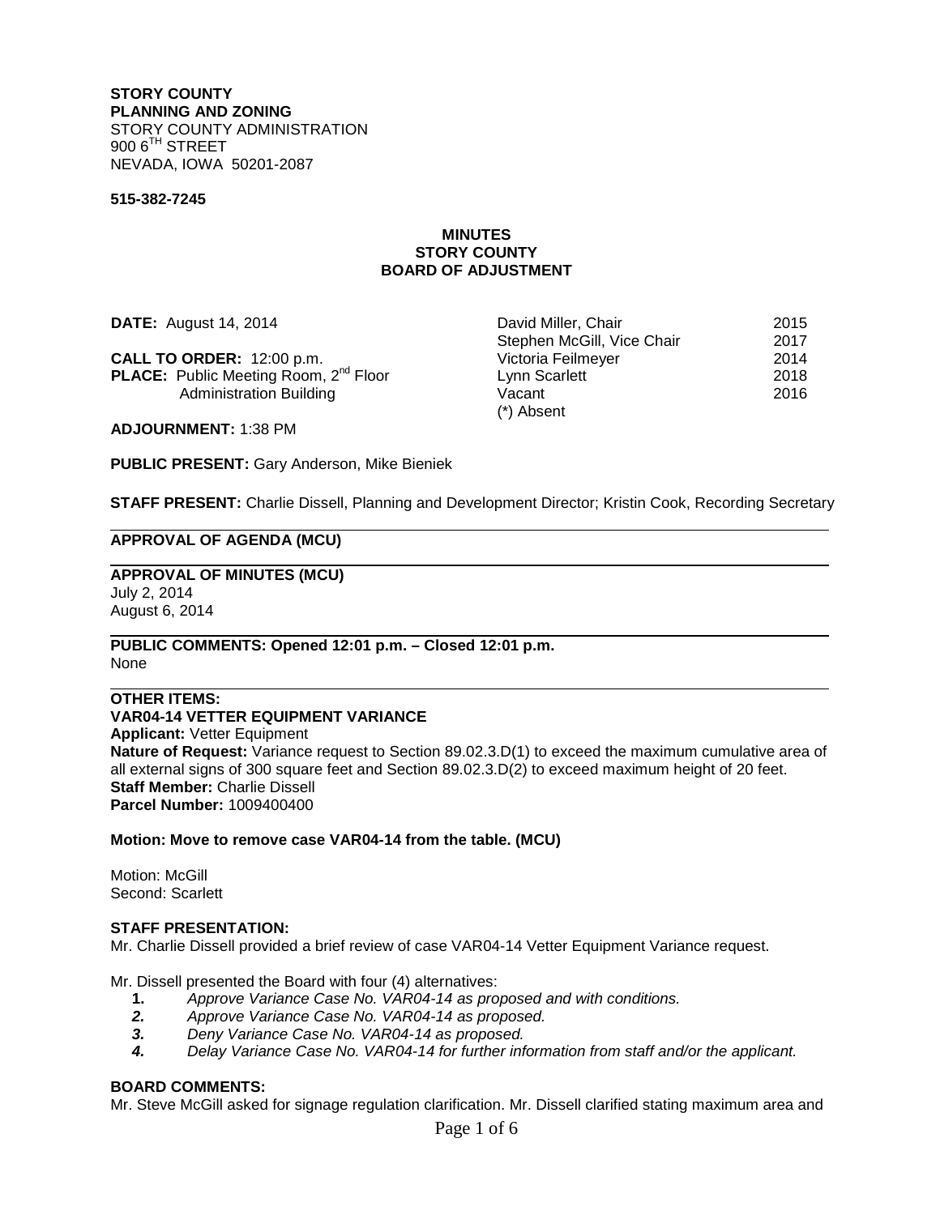**STORY COUNTY**
**PLANNING AND ZONING**
STORY COUNTY ADMINISTRATION
900 6$^{TH}$ STREET
NEVADA, IOWA 50201-2087

**515-382-7245**

# MINUTES
# STORY COUNTY
# BOARD OF ADJUSTMENT

**DATE:** August 14, 2014

**CALL TO ORDER:** 12:00 p.m.
**PLACE:** Public Meeting Room, 2$^{nd}$ Floor Administration Building

| | |
|---|---|
| David Miller, Chair | 2015 |
| Stephen McGill, Vice Chair | 2017 |
| Victoria Feilmeyer | 2014 |
| Lynn Scarlett | 2018 |
| Vacant | 2016 |
| (*) Absent | |

**ADJOURNMENT:** 1:38 PM

**PUBLIC PRESENT:** Gary Anderson, Mike Bieniek

**STAFF PRESENT:** Charlie Dissell, Planning and Development Director; Kristin Cook, Recording Secretary

---

**APPROVAL OF AGENDA (MCU)**

---

**APPROVAL OF MINUTES (MCU)**
July 2, 2014
August 6, 2014

---

**PUBLIC COMMENTS: Opened 12:01 p.m. – Closed 12:01 p.m.**
None

---

**OTHER ITEMS:**
**VAR04-14 VETTER EQUIPMENT VARIANCE**
**Applicant:** Vetter Equipment
**Nature of Request:** Variance request to Section 89.02.3.D(1) to exceed the maximum cumulative area of all external signs of 300 square feet and Section 89.02.3.D(2) to exceed maximum height of 20 feet.
**Staff Member:** Charlie Dissell
**Parcel Number:** 1009400400

**Motion: Move to remove case VAR04-14 from the table. (MCU)**

Motion: McGill
Second: Scarlett

**STAFF PRESENTATION:**
Mr. Charlie Dissell provided a brief review of case VAR04-14 Vetter Equipment Variance request.

Mr. Dissell presented the Board with four (4) alternatives:

1. *Approve Variance Case No. VAR04-14 as proposed and with conditions.*
2. *Approve Variance Case No. VAR04-14 as proposed.*
3. *Deny Variance Case No. VAR04-14 as proposed.*
4. *Delay Variance Case No. VAR04-14 for further information from staff and/or the applicant.*

**BOARD COMMENTS:**
Mr. Steve McGill asked for signage regulation clarification. Mr. Dissell clarified stating maximum area and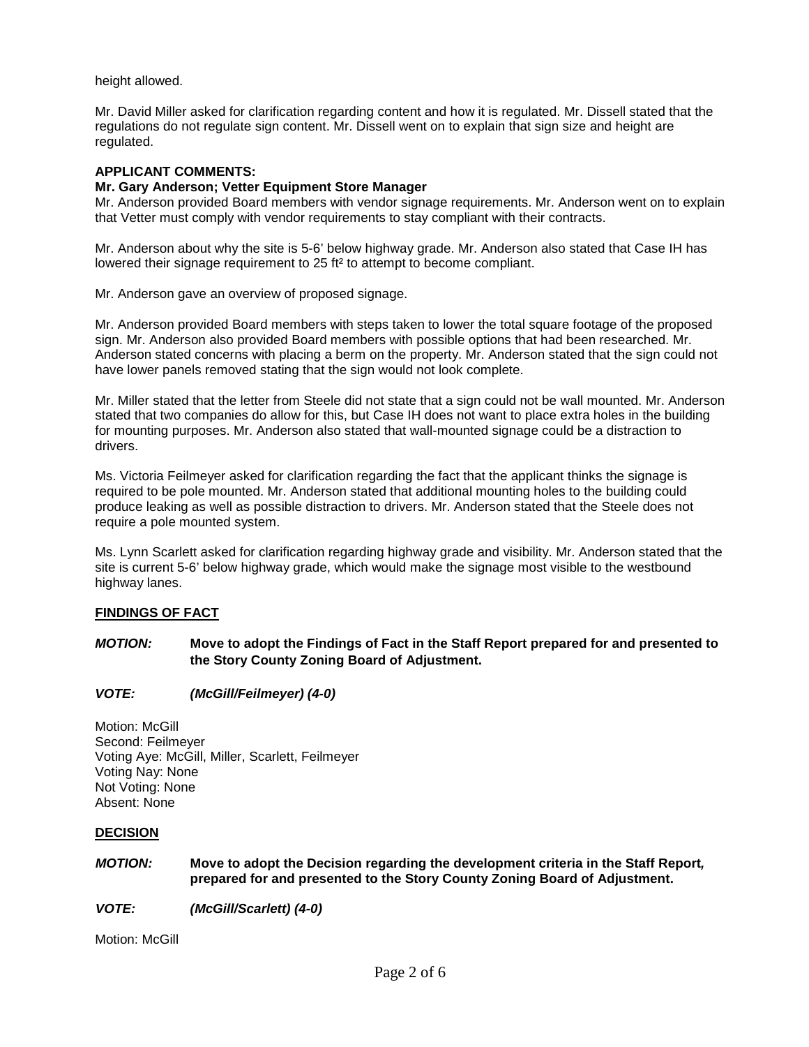height allowed.

Mr. David Miller asked for clarification regarding content and how it is regulated. Mr. Dissell stated that the regulations do not regulate sign content. Mr. Dissell went on to explain that sign size and height are regulated.

**APPLICANT COMMENTS:**

**Mr. Gary Anderson; Vetter Equipment Store Manager**

Mr. Anderson provided Board members with vendor signage requirements. Mr. Anderson went on to explain that Vetter must comply with vendor requirements to stay compliant with their contracts.

Mr. Anderson about why the site is 5-6' below highway grade. Mr. Anderson also stated that Case IH has lowered their signage requirement to 25 ft² to attempt to become compliant.

Mr. Anderson gave an overview of proposed signage.

Mr. Anderson provided Board members with steps taken to lower the total square footage of the proposed sign. Mr. Anderson also provided Board members with possible options that had been researched. Mr. Anderson stated concerns with placing a berm on the property. Mr. Anderson stated that the sign could not have lower panels removed stating that the sign would not look complete.

Mr. Miller stated that the letter from Steele did not state that a sign could not be wall mounted. Mr. Anderson stated that two companies do allow for this, but Case IH does not want to place extra holes in the building for mounting purposes. Mr. Anderson also stated that wall-mounted signage could be a distraction to drivers.

Ms. Victoria Feilmeyer asked for clarification regarding the fact that the applicant thinks the signage is required to be pole mounted. Mr. Anderson stated that additional mounting holes to the building could produce leaking as well as possible distraction to drivers. Mr. Anderson stated that the Steele does not require a pole mounted system.

Ms. Lynn Scarlett asked for clarification regarding highway grade and visibility. Mr. Anderson stated that the site is current 5-6' below highway grade, which would make the signage most visible to the westbound highway lanes.

**FINDINGS OF FACT**

***MOTION:*** **Move to adopt the Findings of Fact in the Staff Report prepared for and presented to the Story County Zoning Board of Adjustment.**

***VOTE:*** ***(McGill/Feilmeyer) (4-0)***

Motion: McGill
Second: Feilmeyer
Voting Aye: McGill, Miller, Scarlett, Feilmeyer
Voting Nay: None
Not Voting: None
Absent: None

**DECISION**

***MOTION:*** **Move to adopt the Decision regarding the development criteria in the Staff Report, prepared for and presented to the Story County Zoning Board of Adjustment.**

***VOTE:*** ***(McGill/Scarlett) (4-0)***

Motion: McGill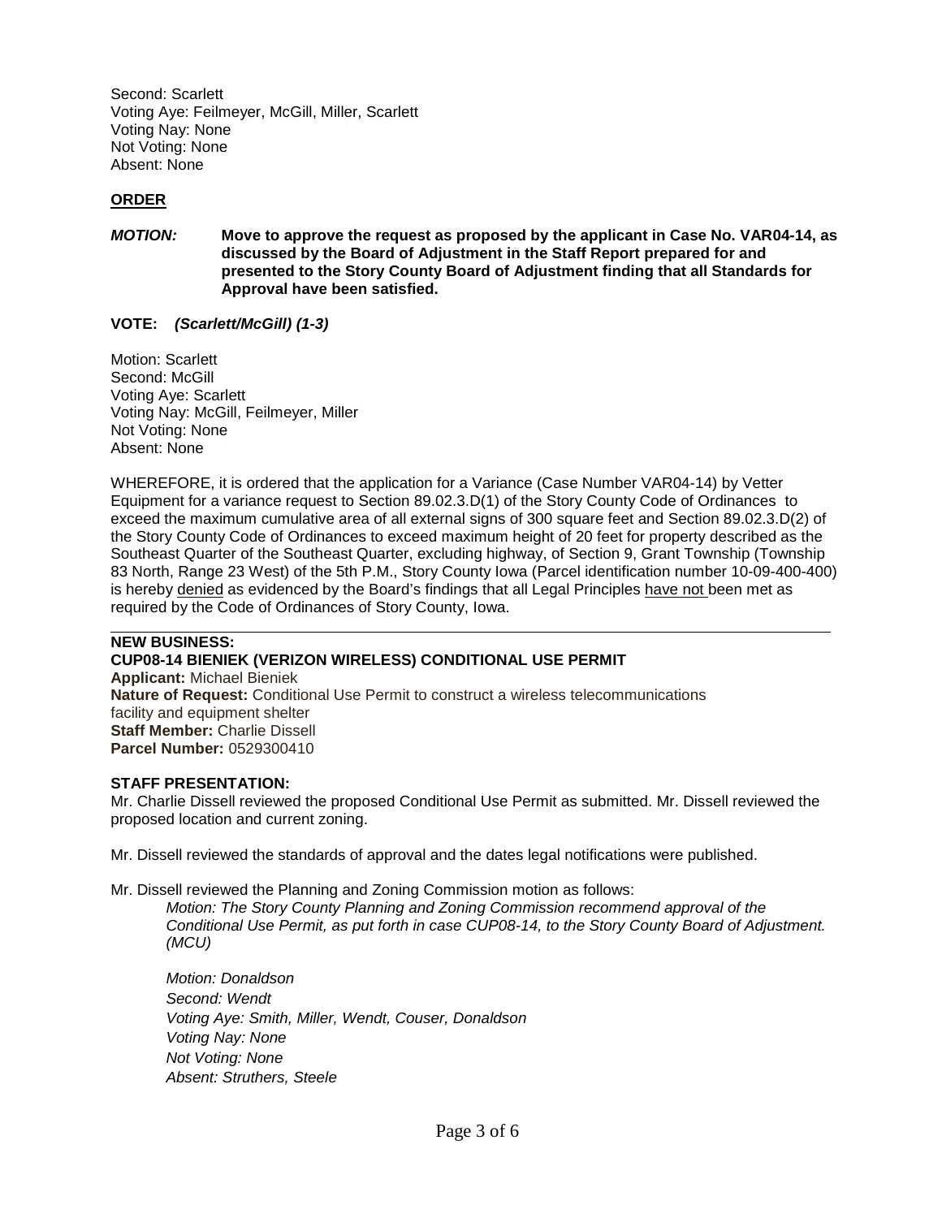Second: Scarlett
Voting Aye: Feilmeyer, McGill, Miller, Scarlett
Voting Nay: None
Not Voting: None
Absent: None

**ORDER**

***MOTION:*** **Move to approve the request as proposed by the applicant in Case No. VAR04-14, as discussed by the Board of Adjustment in the Staff Report prepared for and presented to the Story County Board of Adjustment finding that all Standards for Approval have been satisfied.**

**VOTE:** ***(Scarlett/McGill) (1-3)***

Motion: Scarlett
Second: McGill
Voting Aye: Scarlett
Voting Nay: McGill, Feilmeyer, Miller
Not Voting: None
Absent: None

WHEREFORE, it is ordered that the application for a Variance (Case Number VAR04-14) by Vetter Equipment for a variance request to Section 89.02.3.D(1) of the Story County Code of Ordinances to exceed the maximum cumulative area of all external signs of 300 square feet and Section 89.02.3.D(2) of the Story County Code of Ordinances to exceed maximum height of 20 feet for property described as the Southeast Quarter of the Southeast Quarter, excluding highway, of Section 9, Grant Township (Township 83 North, Range 23 West) of the 5th P.M., Story County Iowa (Parcel identification number 10-09-400-400) is hereby denied as evidenced by the Board's findings that all Legal Principles have not been met as required by the Code of Ordinances of Story County, Iowa.

---

**NEW BUSINESS:**
**CUP08-14 BIENIEK (VERIZON WIRELESS) CONDITIONAL USE PERMIT**
**Applicant:** Michael Bieniek
**Nature of Request:** Conditional Use Permit to construct a wireless telecommunications facility and equipment shelter
**Staff Member:** Charlie Dissell
**Parcel Number:** 0529300410

**STAFF PRESENTATION:**
Mr. Charlie Dissell reviewed the proposed Conditional Use Permit as submitted. Mr. Dissell reviewed the proposed location and current zoning.

Mr. Dissell reviewed the standards of approval and the dates legal notifications were published.

Mr. Dissell reviewed the Planning and Zoning Commission motion as follows:

*Motion: The Story County Planning and Zoning Commission recommend approval of the Conditional Use Permit, as put forth in case CUP08-14, to the Story County Board of Adjustment. (MCU)*

*Motion: Donaldson*
*Second: Wendt*
*Voting Aye: Smith, Miller, Wendt, Couser, Donaldson*
*Voting Nay: None*
*Not Voting: None*
*Absent: Struthers, Steele*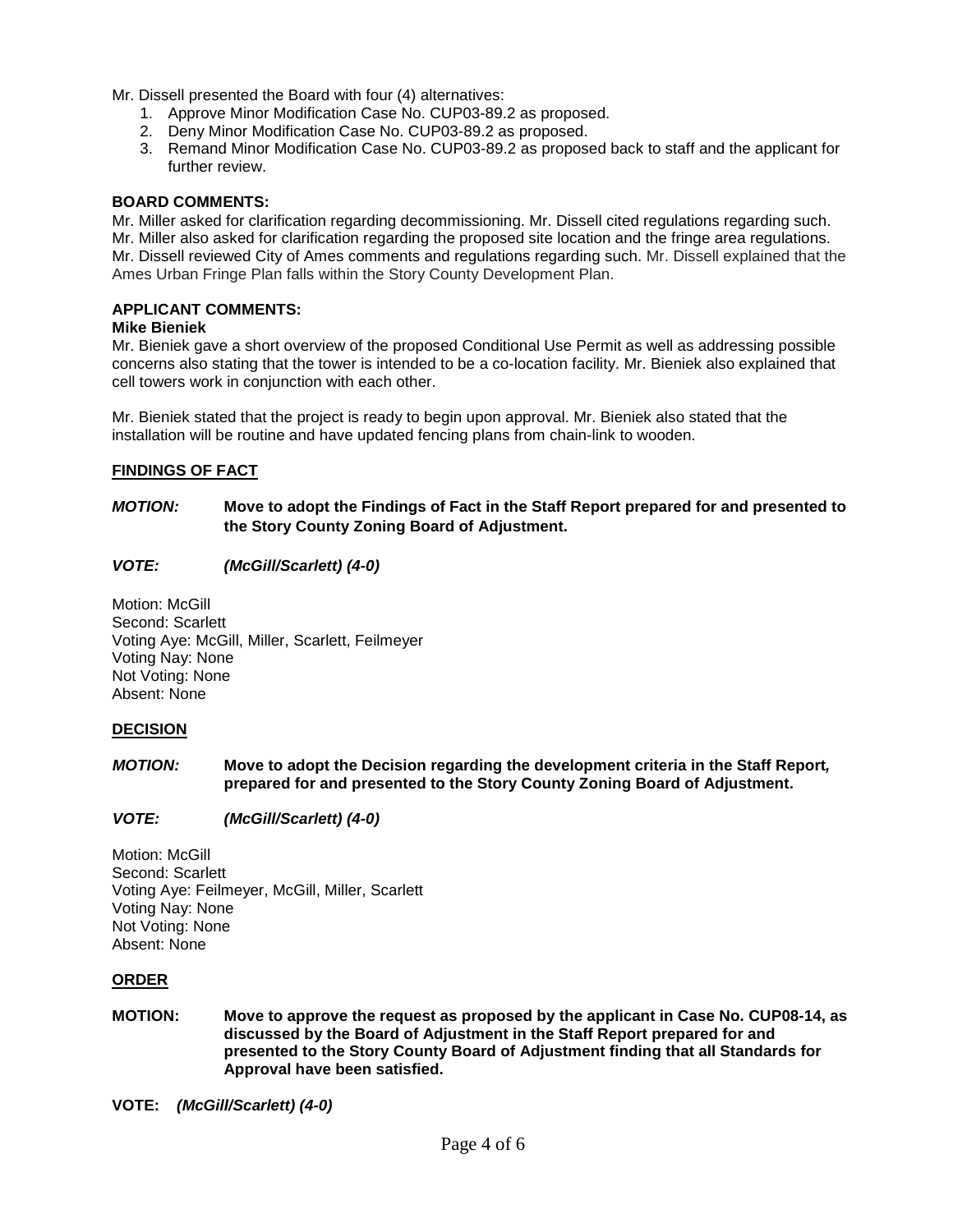Mr. Dissell presented the Board with four (4) alternatives:

1. Approve Minor Modification Case No. CUP03-89.2 as proposed.
2. Deny Minor Modification Case No. CUP03-89.2 as proposed.
3. Remand Minor Modification Case No. CUP03-89.2 as proposed back to staff and the applicant for further review.

**BOARD COMMENTS:**

Mr. Miller asked for clarification regarding decommissioning. Mr. Dissell cited regulations regarding such. Mr. Miller also asked for clarification regarding the proposed site location and the fringe area regulations. Mr. Dissell reviewed City of Ames comments and regulations regarding such. Mr. Dissell explained that the Ames Urban Fringe Plan falls within the Story County Development Plan.

**APPLICANT COMMENTS:**

**Mike Bieniek**

Mr. Bieniek gave a short overview of the proposed Conditional Use Permit as well as addressing possible concerns also stating that the tower is intended to be a co-location facility. Mr. Bieniek also explained that cell towers work in conjunction with each other.

Mr. Bieniek stated that the project is ready to begin upon approval. Mr. Bieniek also stated that the installation will be routine and have updated fencing plans from chain-link to wooden.

**FINDINGS OF FACT**

***MOTION:*** **Move to adopt the Findings of Fact in the Staff Report prepared for and presented to the Story County Zoning Board of Adjustment.**

***VOTE:*** ***(McGill/Scarlett) (4-0)***

Motion: McGill
Second: Scarlett
Voting Aye: McGill, Miller, Scarlett, Feilmeyer
Voting Nay: None
Not Voting: None
Absent: None

**DECISION**

***MOTION:*** **Move to adopt the Decision regarding the development criteria in the Staff Report*,* prepared for and presented to the Story County Zoning Board of Adjustment.**

***VOTE:*** ***(McGill/Scarlett) (4-0)***

Motion: McGill
Second: Scarlett
Voting Aye: Feilmeyer, McGill, Miller, Scarlett
Voting Nay: None
Not Voting: None
Absent: None

**ORDER**

**MOTION:** **Move to approve the request as proposed by the applicant in Case No. CUP08-14, as discussed by the Board of Adjustment in the Staff Report prepared for and presented to the Story County Board of Adjustment finding that all Standards for Approval have been satisfied.**

**VOTE:** ***(McGill/Scarlett) (4-0)***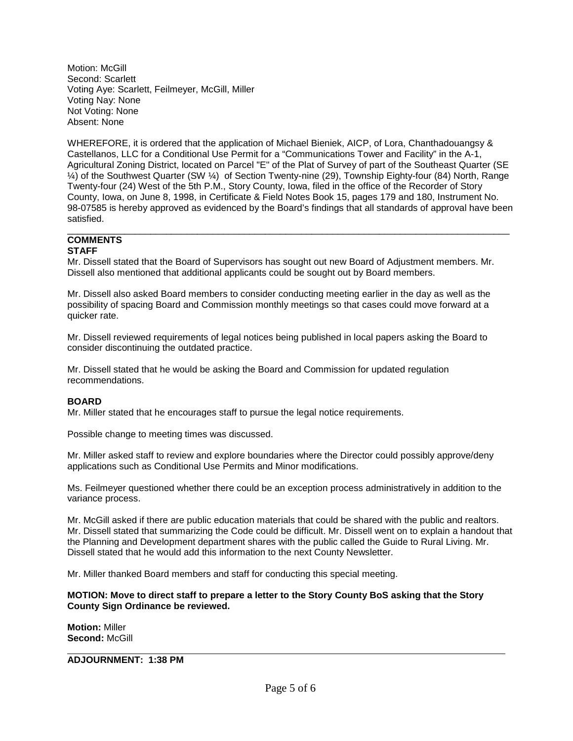Motion: McGill
Second: Scarlett
Voting Aye: Scarlett, Feilmeyer, McGill, Miller
Voting Nay: None
Not Voting: None
Absent: None

WHEREFORE, it is ordered that the application of Michael Bieniek, AICP, of Lora, Chanthadouangsy & Castellanos, LLC for a Conditional Use Permit for a "Communications Tower and Facility" in the A-1, Agricultural Zoning District, located on Parcel "E" of the Plat of Survey of part of the Southeast Quarter (SE ¼) of the Southwest Quarter (SW ¼) of Section Twenty-nine (29), Township Eighty-four (84) North, Range Twenty-four (24) West of the 5th P.M., Story County, Iowa, filed in the office of the Recorder of Story County, Iowa, on June 8, 1998, in Certificate & Field Notes Book 15, pages 179 and 180, Instrument No. 98-07585 is hereby approved as evidenced by the Board's findings that all standards of approval have been satisfied.

---

## COMMENTS

### STAFF

Mr. Dissell stated that the Board of Supervisors has sought out new Board of Adjustment members. Mr. Dissell also mentioned that additional applicants could be sought out by Board members.

Mr. Dissell also asked Board members to consider conducting meeting earlier in the day as well as the possibility of spacing Board and Commission monthly meetings so that cases could move forward at a quicker rate.

Mr. Dissell reviewed requirements of legal notices being published in local papers asking the Board to consider discontinuing the outdated practice.

Mr. Dissell stated that he would be asking the Board and Commission for updated regulation recommendations.

### BOARD

Mr. Miller stated that he encourages staff to pursue the legal notice requirements.

Possible change to meeting times was discussed.

Mr. Miller asked staff to review and explore boundaries where the Director could possibly approve/deny applications such as Conditional Use Permits and Minor modifications.

Ms. Feilmeyer questioned whether there could be an exception process administratively in addition to the variance process.

Mr. McGill asked if there are public education materials that could be shared with the public and realtors. Mr. Dissell stated that summarizing the Code could be difficult. Mr. Dissell went on to explain a handout that the Planning and Development department shares with the public called the Guide to Rural Living. Mr. Dissell stated that he would add this information to the next County Newsletter.

Mr. Miller thanked Board members and staff for conducting this special meeting.

**MOTION: Move to direct staff to prepare a letter to the Story County BoS asking that the Story County Sign Ordinance be reviewed.**

**Motion:** Miller
**Second:** McGill

---

**ADJOURNMENT: 1:38 PM**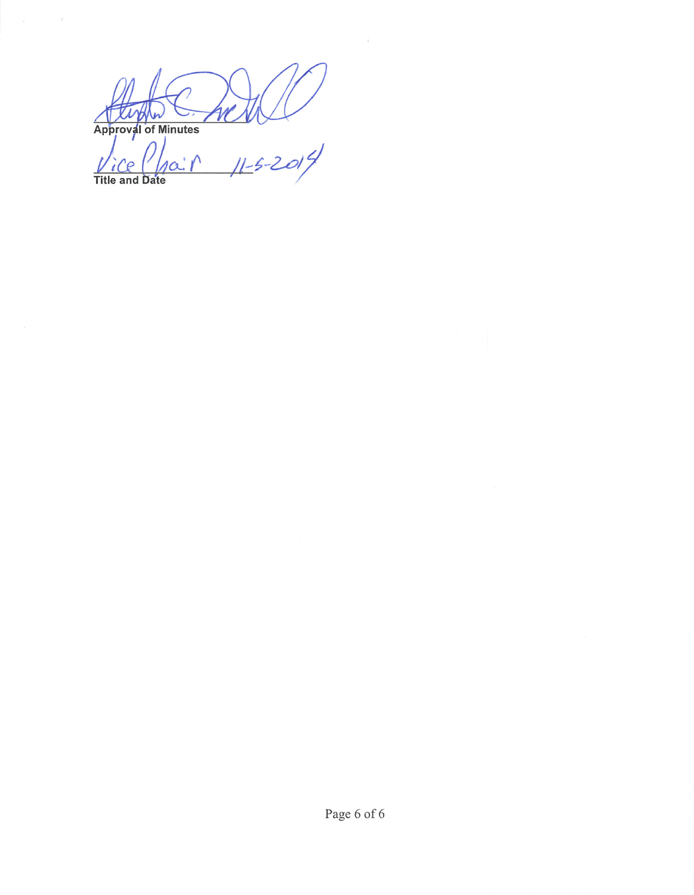Approval of Minutes

Vice Chair 11-5-2014

Title and Date